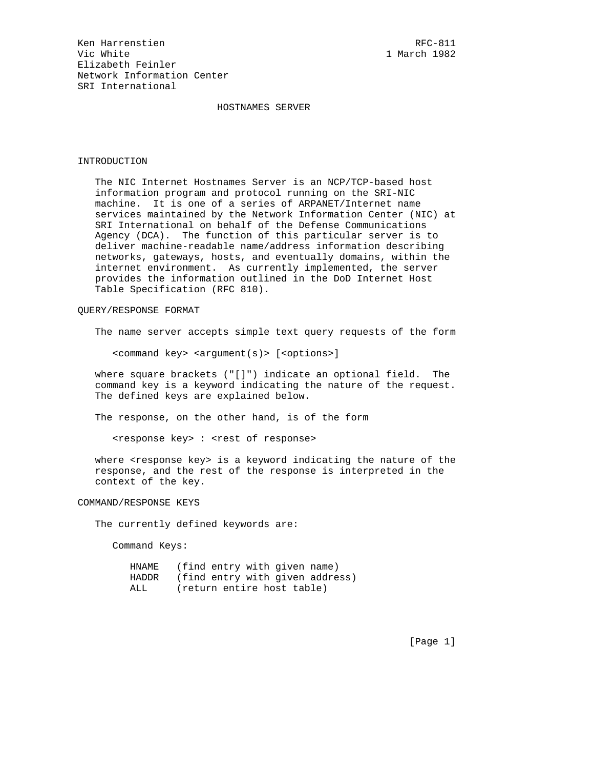Ken Harrenstien RFC-811
Vic White 1 March 1982
Elizabeth Feinler
Network Information Center
SRI International

# HOSTNAMES SERVER

## INTRODUCTION

The NIC Internet Hostnames Server is an NCP/TCP-based host information program and protocol running on the SRI-NIC machine. It is one of a series of ARPANET/Internet name services maintained by the Network Information Center (NIC) at SRI International on behalf of the Defense Communications Agency (DCA). The function of this particular server is to deliver machine-readable name/address information describing networks, gateways, hosts, and eventually domains, within the internet environment. As currently implemented, the server provides the information outlined in the DoD Internet Host Table Specification (RFC 810).

## QUERY/RESPONSE FORMAT

The name server accepts simple text query requests of the form

```
<command key> <argument(s)> [<options>]
```

where square brackets ("[]") indicate an optional field. The command key is a keyword indicating the nature of the request. The defined keys are explained below.

The response, on the other hand, is of the form

```
<response key> : <rest of response>
```

where <response key> is a keyword indicating the nature of the response, and the rest of the response is interpreted in the context of the key.

## COMMAND/RESPONSE KEYS

The currently defined keywords are:

Command Keys:

```
HNAME   (find entry with given name)
HADDR   (find entry with given address)
ALL     (return entire host table)
```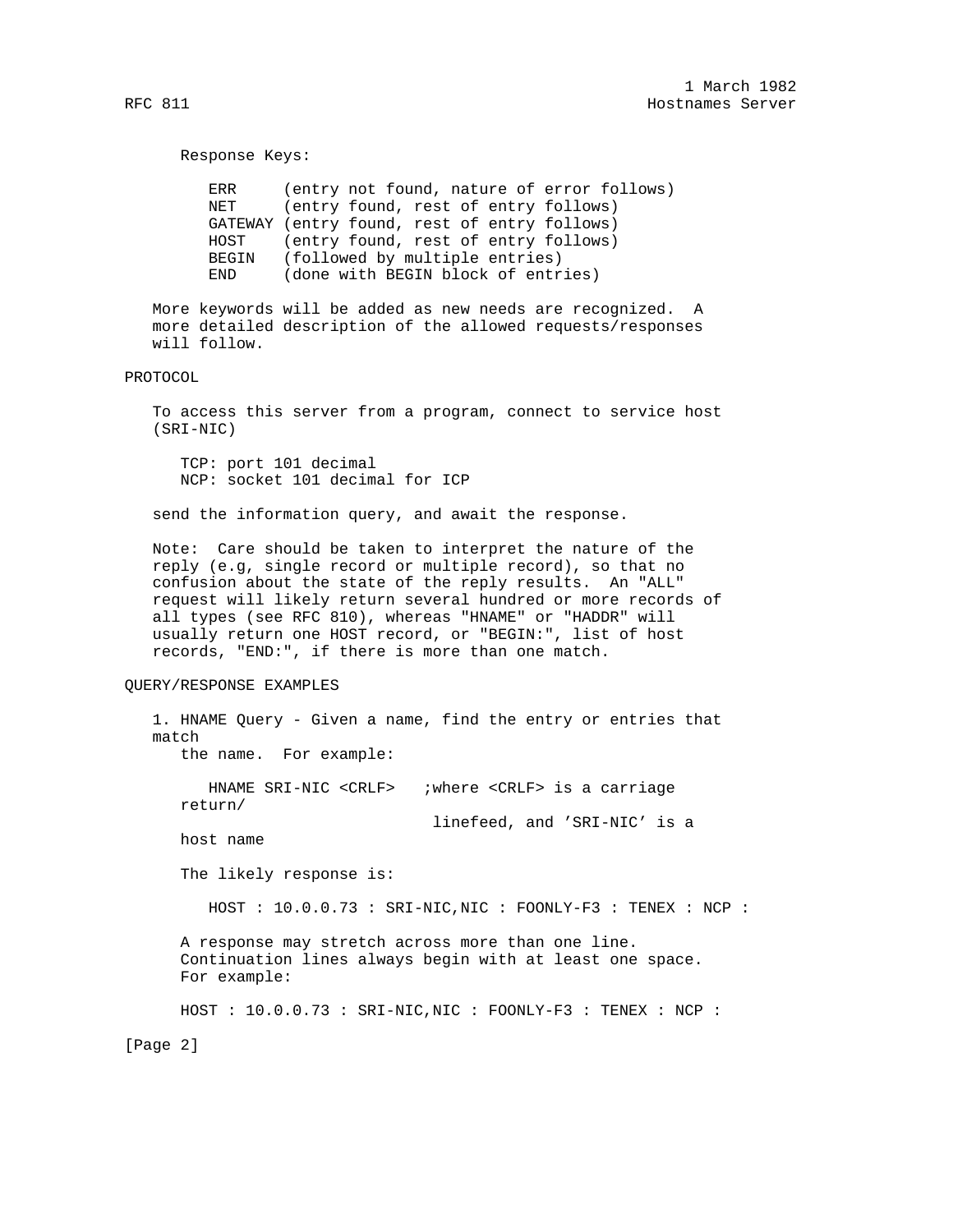Response Keys:

```
ERR     (entry not found, nature of error follows)
NET     (entry found, rest of entry follows)
GATEWAY (entry found, rest of entry follows)
HOST    (entry found, rest of entry follows)
BEGIN   (followed by multiple entries)
END     (done with BEGIN block of entries)
```

More keywords will be added as new needs are recognized. A more detailed description of the allowed requests/responses will follow.

## PROTOCOL

To access this server from a program, connect to service host (SRI-NIC)

```
TCP: port 101 decimal
NCP: socket 101 decimal for ICP
```

send the information query, and await the response.

Note: Care should be taken to interpret the nature of the reply (e.g, single record or multiple record), so that no confusion about the state of the reply results. An "ALL" request will likely return several hundred or more records of all types (see RFC 810), whereas "HNAME" or "HADDR" will usually return one HOST record, or "BEGIN:", list of host records, "END:", if there is more than one match.

## QUERY/RESPONSE EXAMPLES

1. HNAME Query - Given a name, find the entry or entries that match the name. For example:

```
HNAME SRI-NIC <CRLF>   ;where <CRLF> is a carriage return/
                        linefeed, and 'SRI-NIC' is a host name
```

The likely response is:

```
HOST : 10.0.0.73 : SRI-NIC,NIC : FOONLY-F3 : TENEX : NCP :
```

A response may stretch across more than one line. Continuation lines always begin with at least one space. For example:

```
HOST : 10.0.0.73 : SRI-NIC,NIC : FOONLY-F3 : TENEX : NCP :
```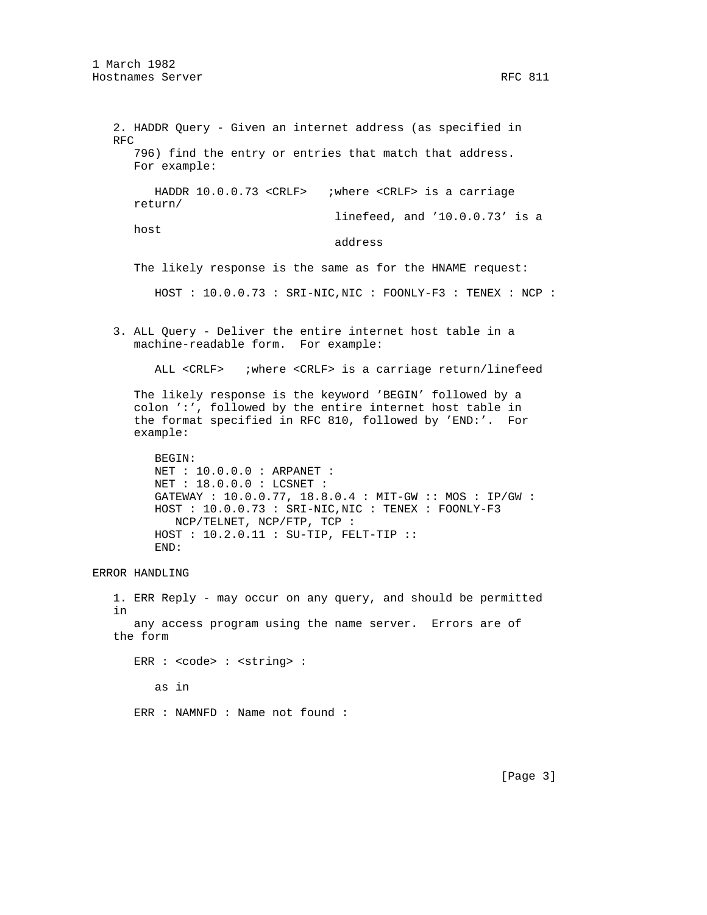2. HADDR Query - Given an internet address (as specified in RFC 796) find the entry or entries that match that address. For example:

```
HADDR 10.0.0.73 <CRLF>   ;where <CRLF> is a carriage return/
                          linefeed, and '10.0.0.73' is a host
                          address
```

The likely response is the same as for the HNAME request:

```
HOST : 10.0.0.73 : SRI-NIC,NIC : FOONLY-F3 : TENEX : NCP :
```

3. ALL Query - Deliver the entire internet host table in a machine-readable form. For example:

```
ALL <CRLF>   ;where <CRLF> is a carriage return/linefeed
```

The likely response is the keyword 'BEGIN' followed by a colon ':', followed by the entire internet host table in the format specified in RFC 810, followed by 'END:'. For example:

```
BEGIN:
NET : 10.0.0.0 : ARPANET :
NET : 18.0.0.0 : LCSNET :
GATEWAY : 10.0.0.77, 18.8.0.4 : MIT-GW :: MOS : IP/GW :
HOST : 10.0.0.73 : SRI-NIC,NIC : TENEX : FOONLY-F3
   NCP/TELNET, NCP/FTP, TCP :
HOST : 10.2.0.11 : SU-TIP, FELT-TIP ::
END:
```

ERROR HANDLING

1. ERR Reply - may occur on any query, and should be permitted in any access program using the name server. Errors are of the form

```
ERR : <code> : <string> :
```

as in

```
ERR : NAMNFD : Name not found :
```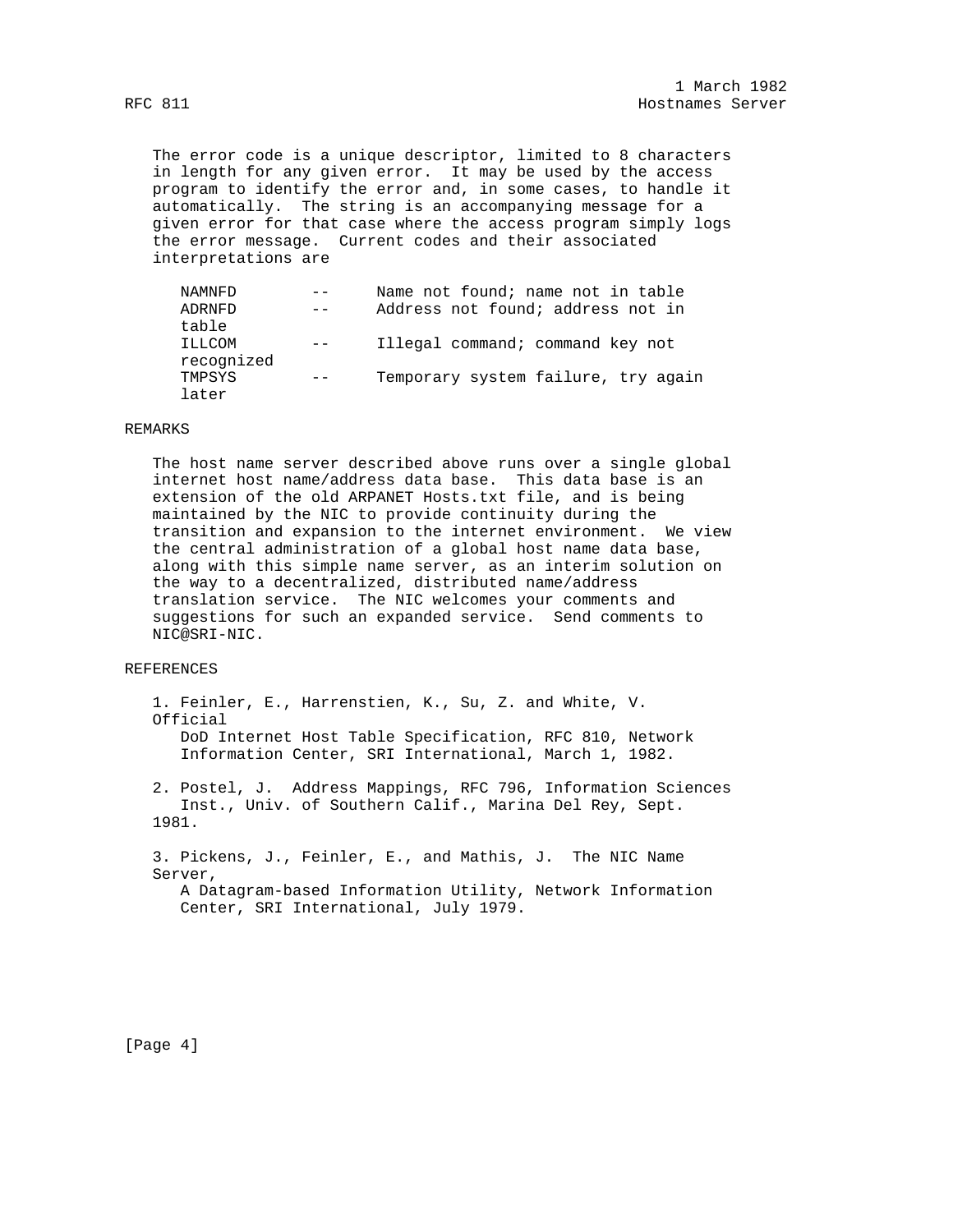The error code is a unique descriptor, limited to 8 characters in length for any given error. It may be used by the access program to identify the error and, in some cases, to handle it automatically. The string is an accompanying message for a given error for that case where the access program simply logs the error message. Current codes and their associated interpretations are

| | | |
|---|---|---|
| NAMNFD | -- | Name not found; name not in table |
| ADRNFD | -- | Address not found; address not in table |
| ILLCOM | -- | Illegal command; command key not recognized |
| TMPSYS | -- | Temporary system failure, try again later |

## REMARKS

The host name server described above runs over a single global internet host name/address data base. This data base is an extension of the old ARPANET Hosts.txt file, and is being maintained by the NIC to provide continuity during the transition and expansion to the internet environment. We view the central administration of a global host name data base, along with this simple name server, as an interim solution on the way to a decentralized, distributed name/address translation service. The NIC welcomes your comments and suggestions for such an expanded service. Send comments to NIC@SRI-NIC.

## REFERENCES

1. Feinler, E., Harrenstien, K., Su, Z. and White, V. Official DoD Internet Host Table Specification, RFC 810, Network Information Center, SRI International, March 1, 1982.

2. Postel, J. Address Mappings, RFC 796, Information Sciences Inst., Univ. of Southern Calif., Marina Del Rey, Sept. 1981.

3. Pickens, J., Feinler, E., and Mathis, J. The NIC Name Server, A Datagram-based Information Utility, Network Information Center, SRI International, July 1979.